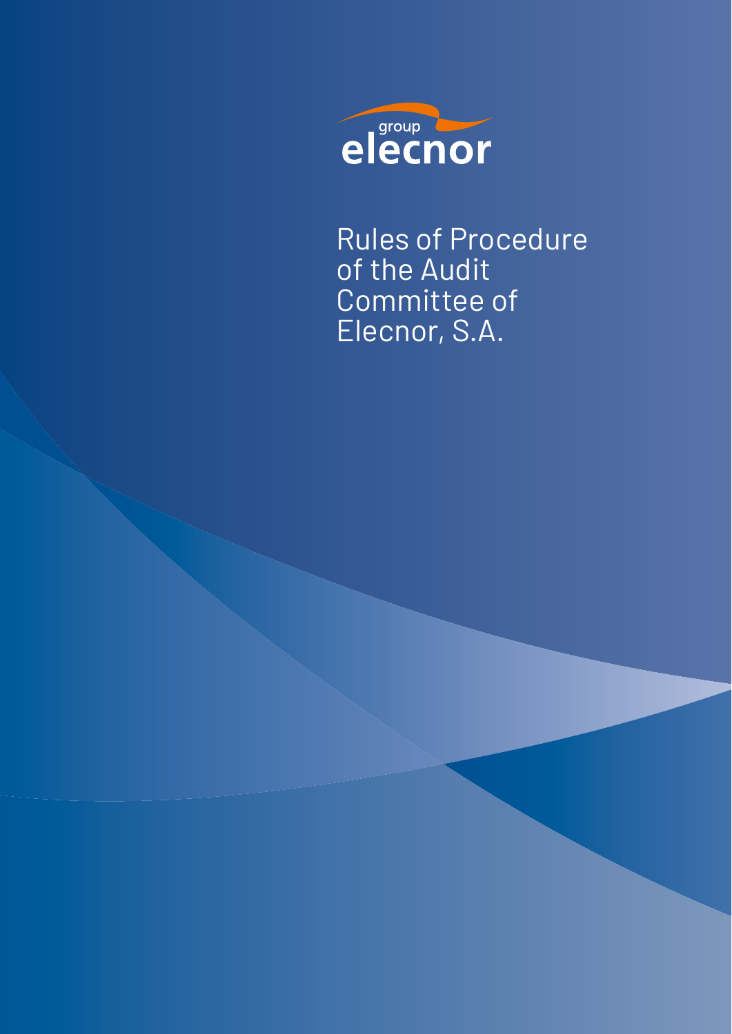group elecnor

# Rules of Procedure of the Audit Committee of Elecnor, S.A.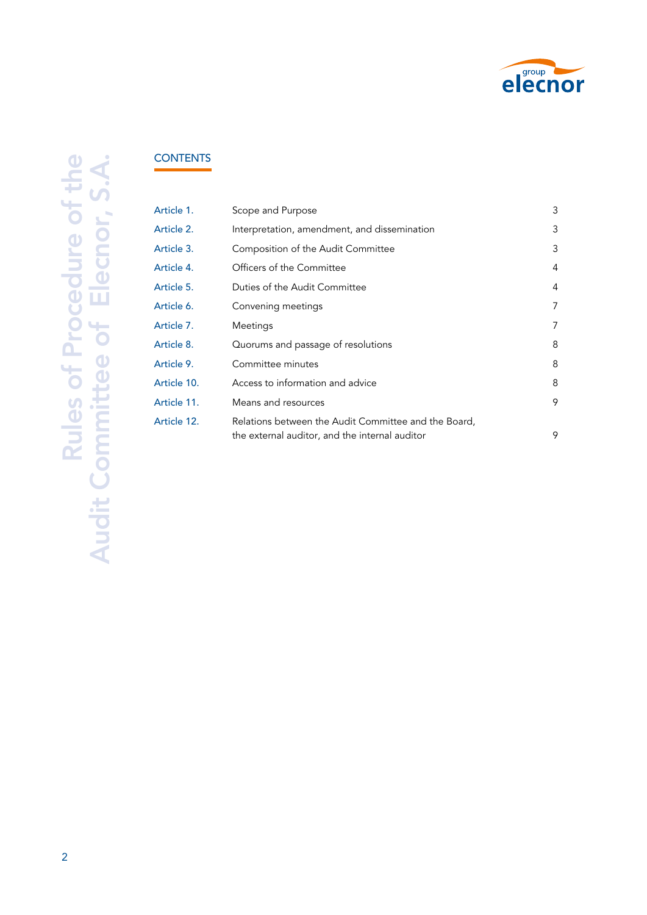## CONTENTS

| | | |
|---|---|---|
| Article 1. | Scope and Purpose | 3 |
| Article 2. | Interpretation, amendment, and dissemination | 3 |
| Article 3. | Composition of the Audit Committee | 3 |
| Article 4. | Officers of the Committee | 4 |
| Article 5. | Duties of the Audit Committee | 4 |
| Article 6. | Convening meetings | 7 |
| Article 7. | Meetings | 7 |
| Article 8. | Quorums and passage of resolutions | 8 |
| Article 9. | Committee minutes | 8 |
| Article 10. | Access to information and advice | 8 |
| Article 11. | Means and resources | 9 |
| Article 12. | Relations between the Audit Committee and the Board, the external auditor, and the internal auditor | 9 |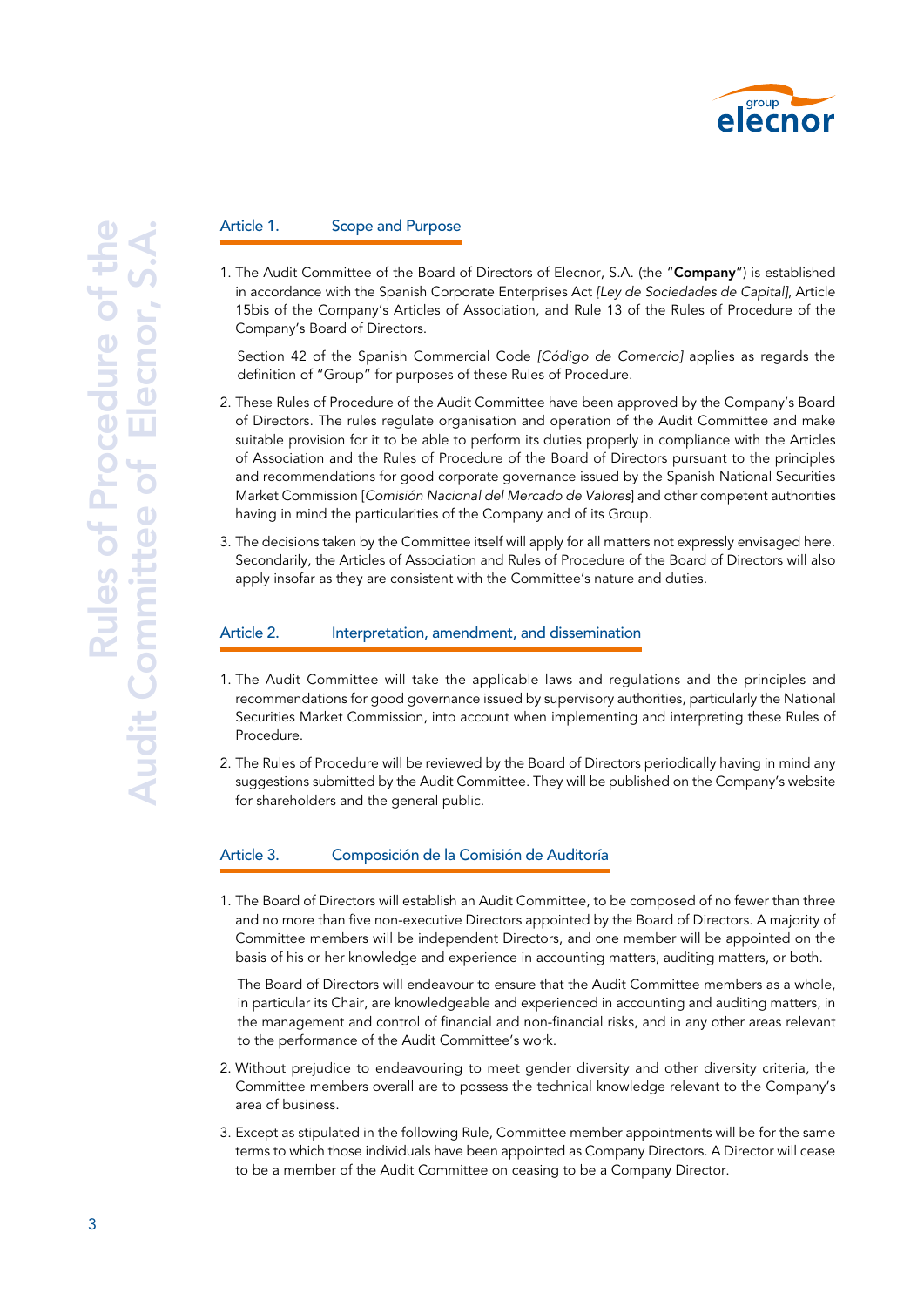## Article 1. Scope and Purpose

1. The Audit Committee of the Board of Directors of Elecnor, S.A. (the "**Company**") is established in accordance with the Spanish Corporate Enterprises Act *[Ley de Sociedades de Capital]*, Article 15bis of the Company's Articles of Association, and Rule 13 of the Rules of Procedure of the Company's Board of Directors.

   Section 42 of the Spanish Commercial Code *[Código de Comercio]* applies as regards the definition of "Group" for purposes of these Rules of Procedure.

2. These Rules of Procedure of the Audit Committee have been approved by the Company's Board of Directors. The rules regulate organisation and operation of the Audit Committee and make suitable provision for it to be able to perform its duties properly in compliance with the Articles of Association and the Rules of Procedure of the Board of Directors pursuant to the principles and recommendations for good corporate governance issued by the Spanish National Securities Market Commission [*Comisión Nacional del Mercado de Valores*] and other competent authorities having in mind the particularities of the Company and of its Group.

3. The decisions taken by the Committee itself will apply for all matters not expressly envisaged here. Secondarily, the Articles of Association and Rules of Procedure of the Board of Directors will also apply insofar as they are consistent with the Committee's nature and duties.

## Article 2. Interpretation, amendment, and dissemination

1. The Audit Committee will take the applicable laws and regulations and the principles and recommendations for good governance issued by supervisory authorities, particularly the National Securities Market Commission, into account when implementing and interpreting these Rules of Procedure.

2. The Rules of Procedure will be reviewed by the Board of Directors periodically having in mind any suggestions submitted by the Audit Committee. They will be published on the Company's website for shareholders and the general public.

## Article 3. Composición de la Comisión de Auditoría

1. The Board of Directors will establish an Audit Committee, to be composed of no fewer than three and no more than five non-executive Directors appointed by the Board of Directors. A majority of Committee members will be independent Directors, and one member will be appointed on the basis of his or her knowledge and experience in accounting matters, auditing matters, or both.

   The Board of Directors will endeavour to ensure that the Audit Committee members as a whole, in particular its Chair, are knowledgeable and experienced in accounting and auditing matters, in the management and control of financial and non-financial risks, and in any other areas relevant to the performance of the Audit Committee's work.

2. Without prejudice to endeavouring to meet gender diversity and other diversity criteria, the Committee members overall are to possess the technical knowledge relevant to the Company's area of business.

3. Except as stipulated in the following Rule, Committee member appointments will be for the same terms to which those individuals have been appointed as Company Directors. A Director will cease to be a member of the Audit Committee on ceasing to be a Company Director.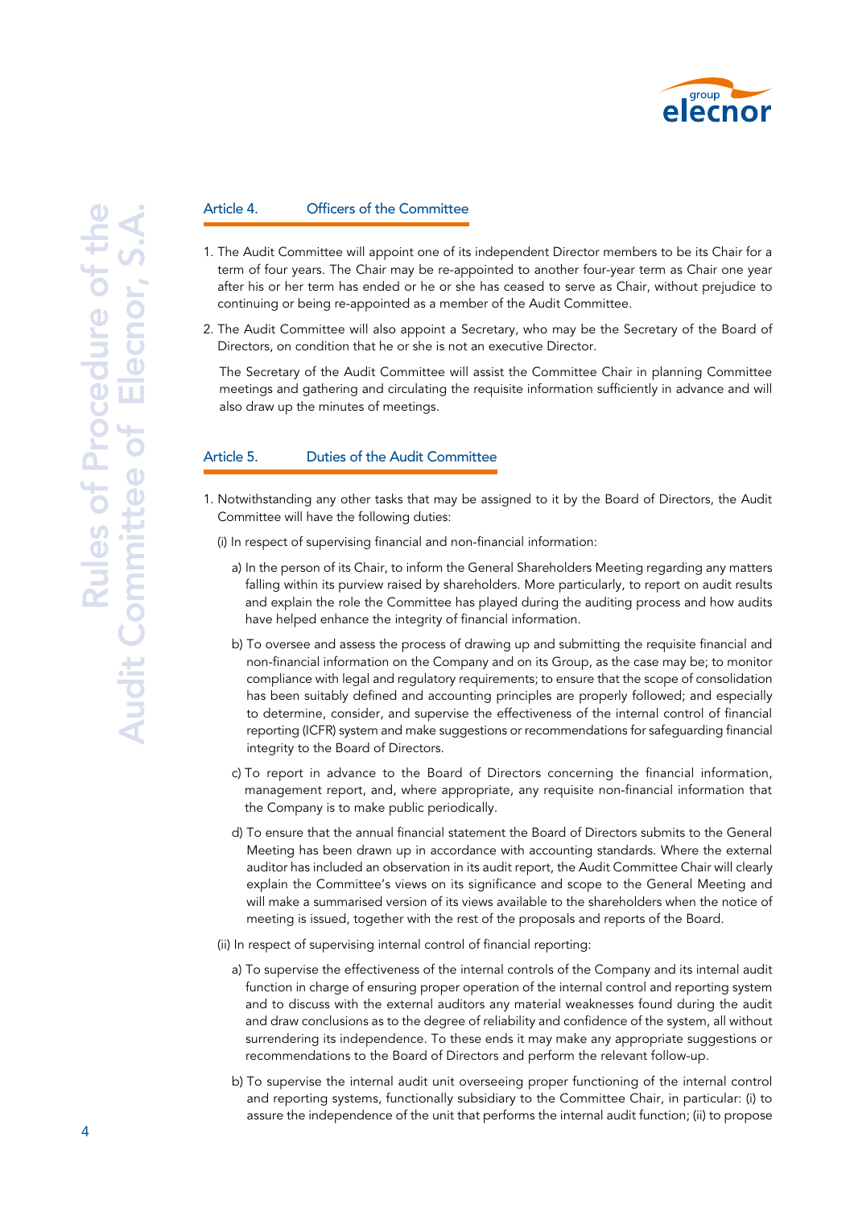## Article 4. Officers of the Committee

1. The Audit Committee will appoint one of its independent Director members to be its Chair for a term of four years. The Chair may be re-appointed to another four-year term as Chair one year after his or her term has ended or he or she has ceased to serve as Chair, without prejudice to continuing or being re-appointed as a member of the Audit Committee.

2. The Audit Committee will also appoint a Secretary, who may be the Secretary of the Board of Directors, on condition that he or she is not an executive Director.

   The Secretary of the Audit Committee will assist the Committee Chair in planning Committee meetings and gathering and circulating the requisite information sufficiently in advance and will also draw up the minutes of meetings.

## Article 5. Duties of the Audit Committee

1. Notwithstanding any other tasks that may be assigned to it by the Board of Directors, the Audit Committee will have the following duties:

   (i) In respect of supervising financial and non-financial information:

   a) In the person of its Chair, to inform the General Shareholders Meeting regarding any matters falling within its purview raised by shareholders. More particularly, to report on audit results and explain the role the Committee has played during the auditing process and how audits have helped enhance the integrity of financial information.

   b) To oversee and assess the process of drawing up and submitting the requisite financial and non-financial information on the Company and on its Group, as the case may be; to monitor compliance with legal and regulatory requirements; to ensure that the scope of consolidation has been suitably defined and accounting principles are properly followed; and especially to determine, consider, and supervise the effectiveness of the internal control of financial reporting (ICFR) system and make suggestions or recommendations for safeguarding financial integrity to the Board of Directors.

   c) To report in advance to the Board of Directors concerning the financial information, management report, and, where appropriate, any requisite non-financial information that the Company is to make public periodically.

   d) To ensure that the annual financial statement the Board of Directors submits to the General Meeting has been drawn up in accordance with accounting standards. Where the external auditor has included an observation in its audit report, the Audit Committee Chair will clearly explain the Committee's views on its significance and scope to the General Meeting and will make a summarised version of its views available to the shareholders when the notice of meeting is issued, together with the rest of the proposals and reports of the Board.

   (ii) In respect of supervising internal control of financial reporting:

   a) To supervise the effectiveness of the internal controls of the Company and its internal audit function in charge of ensuring proper operation of the internal control and reporting system and to discuss with the external auditors any material weaknesses found during the audit and draw conclusions as to the degree of reliability and confidence of the system, all without surrendering its independence. To these ends it may make any appropriate suggestions or recommendations to the Board of Directors and perform the relevant follow-up.

   b) To supervise the internal audit unit overseeing proper functioning of the internal control and reporting systems, functionally subsidiary to the Committee Chair, in particular: (i) to assure the independence of the unit that performs the internal audit function; (ii) to propose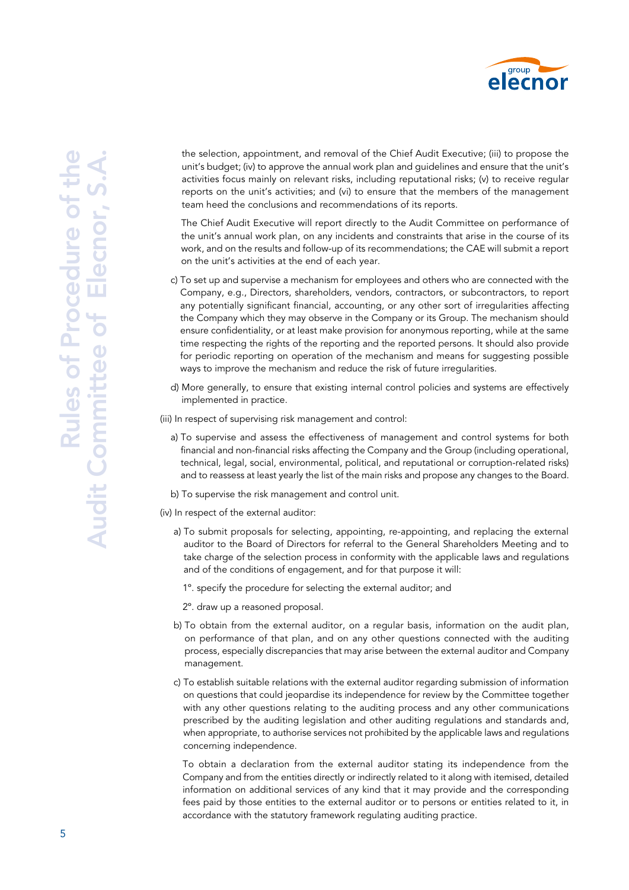the selection, appointment, and removal of the Chief Audit Executive; (iii) to propose the unit's budget; (iv) to approve the annual work plan and guidelines and ensure that the unit's activities focus mainly on relevant risks, including reputational risks; (v) to receive regular reports on the unit's activities; and (vi) to ensure that the members of the management team heed the conclusions and recommendations of its reports.

The Chief Audit Executive will report directly to the Audit Committee on performance of the unit's annual work plan, on any incidents and constraints that arise in the course of its work, and on the results and follow-up of its recommendations; the CAE will submit a report on the unit's activities at the end of each year.

c) To set up and supervise a mechanism for employees and others who are connected with the Company, e.g., Directors, shareholders, vendors, contractors, or subcontractors, to report any potentially significant financial, accounting, or any other sort of irregularities affecting the Company which they may observe in the Company or its Group. The mechanism should ensure confidentiality, or at least make provision for anonymous reporting, while at the same time respecting the rights of the reporting and the reported persons. It should also provide for periodic reporting on operation of the mechanism and means for suggesting possible ways to improve the mechanism and reduce the risk of future irregularities.

d) More generally, to ensure that existing internal control policies and systems are effectively implemented in practice.

(iii) In respect of supervising risk management and control:

a) To supervise and assess the effectiveness of management and control systems for both financial and non-financial risks affecting the Company and the Group (including operational, technical, legal, social, environmental, political, and reputational or corruption-related risks) and to reassess at least yearly the list of the main risks and propose any changes to the Board.

b) To supervise the risk management and control unit.

(iv) In respect of the external auditor:

a) To submit proposals for selecting, appointing, re-appointing, and replacing the external auditor to the Board of Directors for referral to the General Shareholders Meeting and to take charge of the selection process in conformity with the applicable laws and regulations and of the conditions of engagement, and for that purpose it will:

1°. specify the procedure for selecting the external auditor; and

2°. draw up a reasoned proposal.

b) To obtain from the external auditor, on a regular basis, information on the audit plan, on performance of that plan, and on any other questions connected with the auditing process, especially discrepancies that may arise between the external auditor and Company management.

c) To establish suitable relations with the external auditor regarding submission of information on questions that could jeopardise its independence for review by the Committee together with any other questions relating to the auditing process and any other communications prescribed by the auditing legislation and other auditing regulations and standards and, when appropriate, to authorise services not prohibited by the applicable laws and regulations concerning independence.

To obtain a declaration from the external auditor stating its independence from the Company and from the entities directly or indirectly related to it along with itemised, detailed information on additional services of any kind that it may provide and the corresponding fees paid by those entities to the external auditor or to persons or entities related to it, in accordance with the statutory framework regulating auditing practice.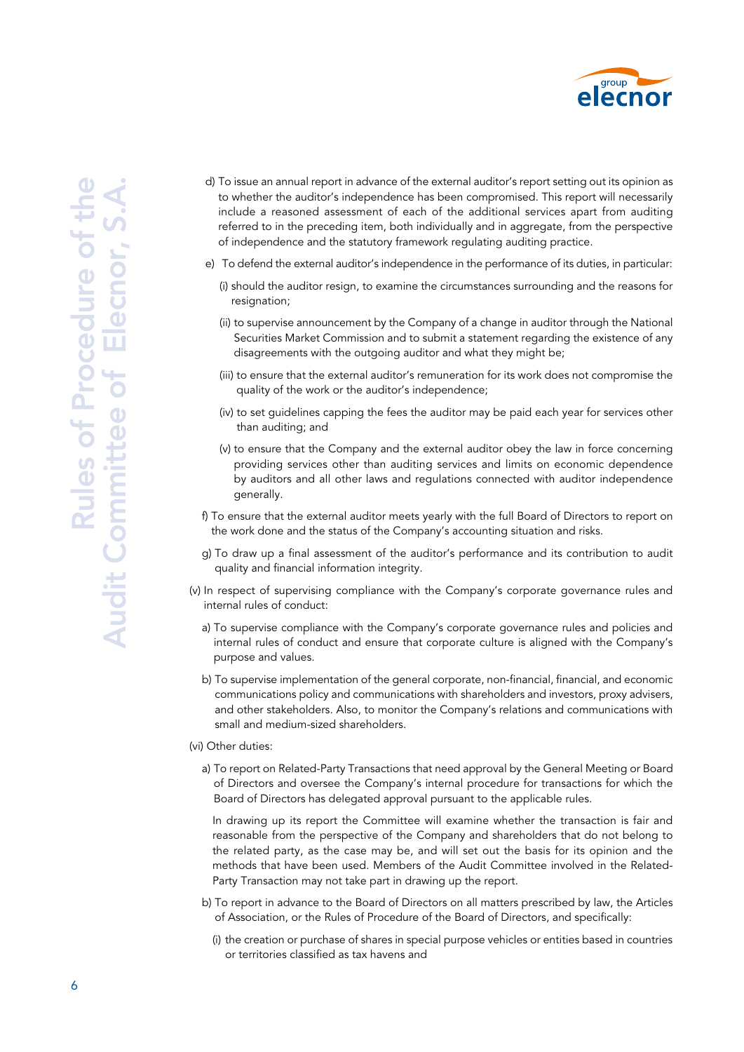d) To issue an annual report in advance of the external auditor's report setting out its opinion as to whether the auditor's independence has been compromised. This report will necessarily include a reasoned assessment of each of the additional services apart from auditing referred to in the preceding item, both individually and in aggregate, from the perspective of independence and the statutory framework regulating auditing practice.

e) To defend the external auditor's independence in the performance of its duties, in particular:

(i) should the auditor resign, to examine the circumstances surrounding and the reasons for resignation;

(ii) to supervise announcement by the Company of a change in auditor through the National Securities Market Commission and to submit a statement regarding the existence of any disagreements with the outgoing auditor and what they might be;

(iii) to ensure that the external auditor's remuneration for its work does not compromise the quality of the work or the auditor's independence;

(iv) to set guidelines capping the fees the auditor may be paid each year for services other than auditing; and

(v) to ensure that the Company and the external auditor obey the law in force concerning providing services other than auditing services and limits on economic dependence by auditors and all other laws and regulations connected with auditor independence generally.

f) To ensure that the external auditor meets yearly with the full Board of Directors to report on the work done and the status of the Company's accounting situation and risks.

g) To draw up a final assessment of the auditor's performance and its contribution to audit quality and financial information integrity.

(v) In respect of supervising compliance with the Company's corporate governance rules and internal rules of conduct:

a) To supervise compliance with the Company's corporate governance rules and policies and internal rules of conduct and ensure that corporate culture is aligned with the Company's purpose and values.

b) To supervise implementation of the general corporate, non-financial, financial, and economic communications policy and communications with shareholders and investors, proxy advisers, and other stakeholders. Also, to monitor the Company's relations and communications with small and medium-sized shareholders.

(vi) Other duties:

a) To report on Related-Party Transactions that need approval by the General Meeting or Board of Directors and oversee the Company's internal procedure for transactions for which the Board of Directors has delegated approval pursuant to the applicable rules.

In drawing up its report the Committee will examine whether the transaction is fair and reasonable from the perspective of the Company and shareholders that do not belong to the related party, as the case may be, and will set out the basis for its opinion and the methods that have been used. Members of the Audit Committee involved in the Related-Party Transaction may not take part in drawing up the report.

b) To report in advance to the Board of Directors on all matters prescribed by law, the Articles of Association, or the Rules of Procedure of the Board of Directors, and specifically:

(i) the creation or purchase of shares in special purpose vehicles or entities based in countries or territories classified as tax havens and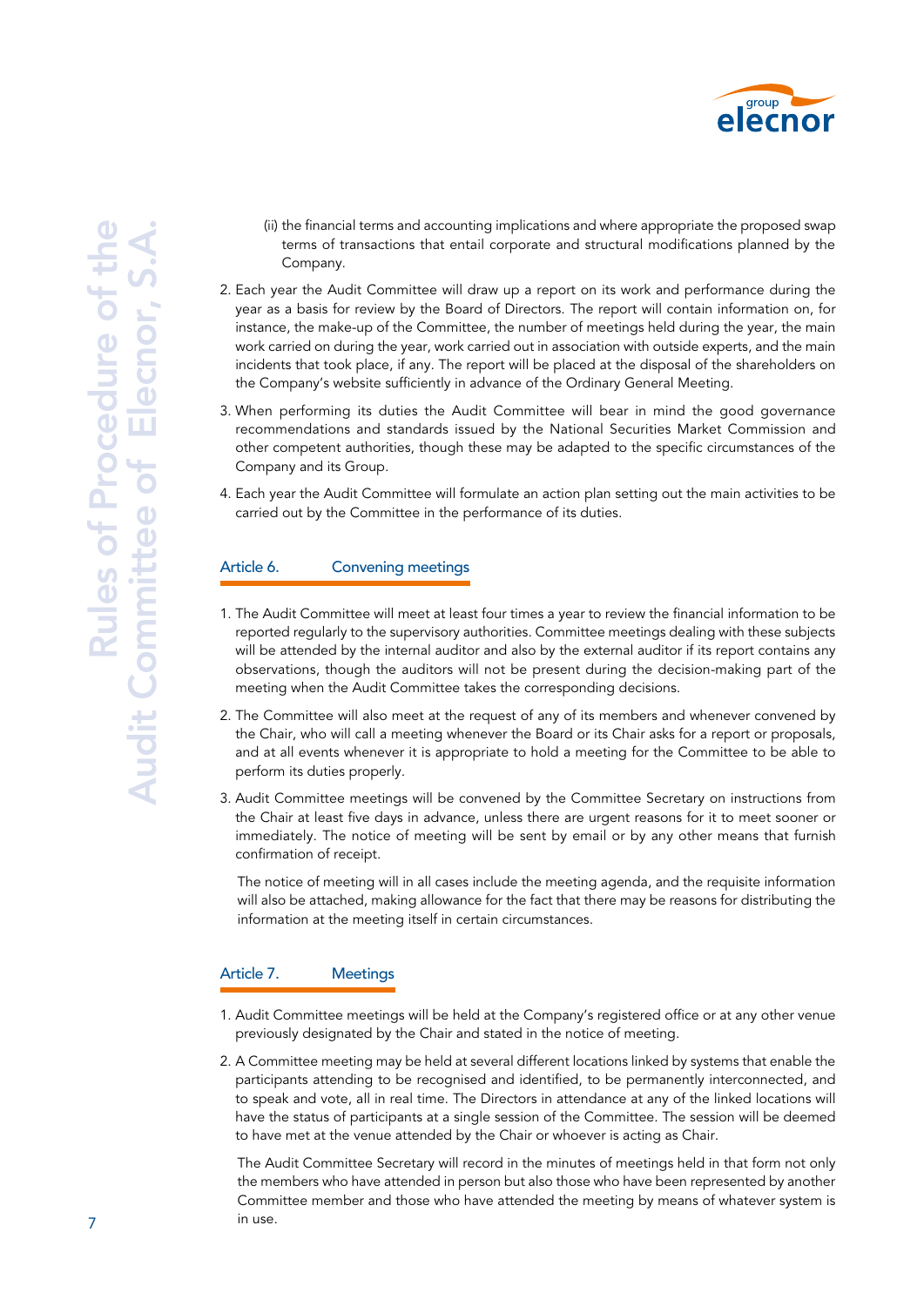(ii) the financial terms and accounting implications and where appropriate the proposed swap terms of transactions that entail corporate and structural modifications planned by the Company.

2. Each year the Audit Committee will draw up a report on its work and performance during the year as a basis for review by the Board of Directors. The report will contain information on, for instance, the make-up of the Committee, the number of meetings held during the year, the main work carried on during the year, work carried out in association with outside experts, and the main incidents that took place, if any. The report will be placed at the disposal of the shareholders on the Company's website sufficiently in advance of the Ordinary General Meeting.

3. When performing its duties the Audit Committee will bear in mind the good governance recommendations and standards issued by the National Securities Market Commission and other competent authorities, though these may be adapted to the specific circumstances of the Company and its Group.

4. Each year the Audit Committee will formulate an action plan setting out the main activities to be carried out by the Committee in the performance of its duties.

## Article 6. Convening meetings

1. The Audit Committee will meet at least four times a year to review the financial information to be reported regularly to the supervisory authorities. Committee meetings dealing with these subjects will be attended by the internal auditor and also by the external auditor if its report contains any observations, though the auditors will not be present during the decision-making part of the meeting when the Audit Committee takes the corresponding decisions.

2. The Committee will also meet at the request of any of its members and whenever convened by the Chair, who will call a meeting whenever the Board or its Chair asks for a report or proposals, and at all events whenever it is appropriate to hold a meeting for the Committee to be able to perform its duties properly.

3. Audit Committee meetings will be convened by the Committee Secretary on instructions from the Chair at least five days in advance, unless there are urgent reasons for it to meet sooner or immediately. The notice of meeting will be sent by email or by any other means that furnish confirmation of receipt.

   The notice of meeting will in all cases include the meeting agenda, and the requisite information will also be attached, making allowance for the fact that there may be reasons for distributing the information at the meeting itself in certain circumstances.

## Article 7. Meetings

1. Audit Committee meetings will be held at the Company's registered office or at any other venue previously designated by the Chair and stated in the notice of meeting.

2. A Committee meeting may be held at several different locations linked by systems that enable the participants attending to be recognised and identified, to be permanently interconnected, and to speak and vote, all in real time. The Directors in attendance at any of the linked locations will have the status of participants at a single session of the Committee. The session will be deemed to have met at the venue attended by the Chair or whoever is acting as Chair.

   The Audit Committee Secretary will record in the minutes of meetings held in that form not only the members who have attended in person but also those who have been represented by another Committee member and those who have attended the meeting by means of whatever system is in use.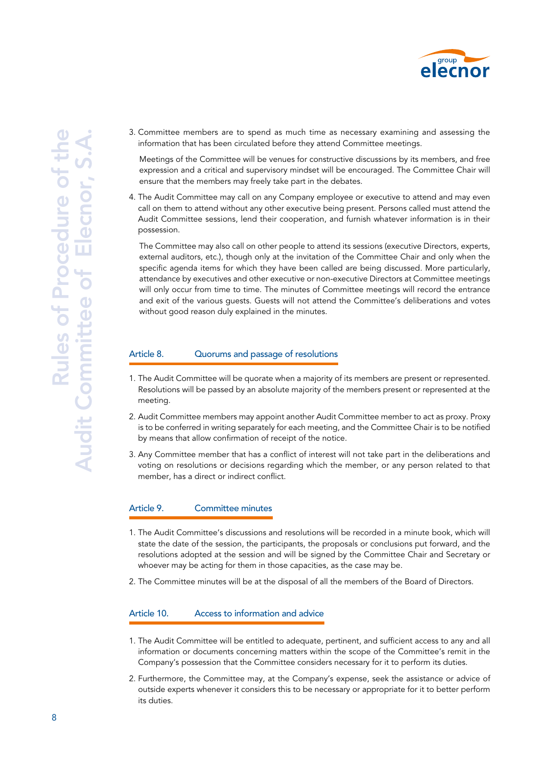3. Committee members are to spend as much time as necessary examining and assessing the information that has been circulated before they attend Committee meetings.

   Meetings of the Committee will be venues for constructive discussions by its members, and free expression and a critical and supervisory mindset will be encouraged. The Committee Chair will ensure that the members may freely take part in the debates.

4. The Audit Committee may call on any Company employee or executive to attend and may even call on them to attend without any other executive being present. Persons called must attend the Audit Committee sessions, lend their cooperation, and furnish whatever information is in their possession.

   The Committee may also call on other people to attend its sessions (executive Directors, experts, external auditors, etc.), though only at the invitation of the Committee Chair and only when the specific agenda items for which they have been called are being discussed. More particularly, attendance by executives and other executive or non-executive Directors at Committee meetings will only occur from time to time. The minutes of Committee meetings will record the entrance and exit of the various guests. Guests will not attend the Committee's deliberations and votes without good reason duly explained in the minutes.

## Article 8. Quorums and passage of resolutions

1. The Audit Committee will be quorate when a majority of its members are present or represented. Resolutions will be passed by an absolute majority of the members present or represented at the meeting.
2. Audit Committee members may appoint another Audit Committee member to act as proxy. Proxy is to be conferred in writing separately for each meeting, and the Committee Chair is to be notified by means that allow confirmation of receipt of the notice.
3. Any Committee member that has a conflict of interest will not take part in the deliberations and voting on resolutions or decisions regarding which the member, or any person related to that member, has a direct or indirect conflict.

## Article 9. Committee minutes

1. The Audit Committee's discussions and resolutions will be recorded in a minute book, which will state the date of the session, the participants, the proposals or conclusions put forward, and the resolutions adopted at the session and will be signed by the Committee Chair and Secretary or whoever may be acting for them in those capacities, as the case may be.
2. The Committee minutes will be at the disposal of all the members of the Board of Directors.

## Article 10. Access to information and advice

1. The Audit Committee will be entitled to adequate, pertinent, and sufficient access to any and all information or documents concerning matters within the scope of the Committee's remit in the Company's possession that the Committee considers necessary for it to perform its duties.
2. Furthermore, the Committee may, at the Company's expense, seek the assistance or advice of outside experts whenever it considers this to be necessary or appropriate for it to better perform its duties.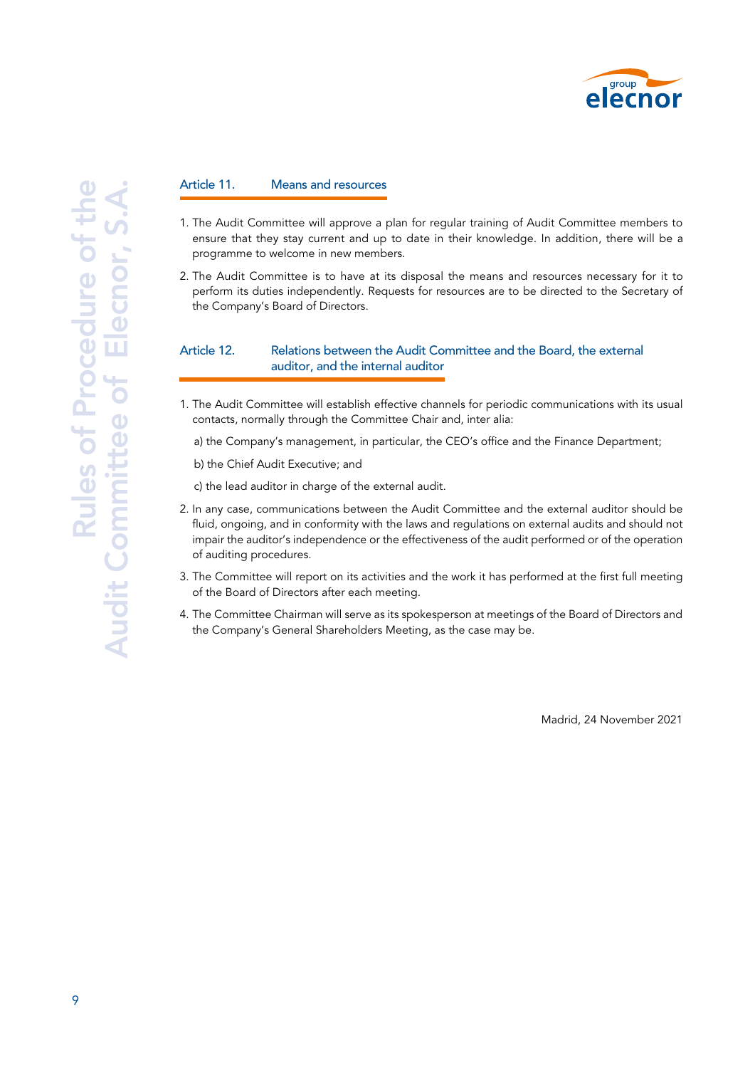## Article 11. Means and resources

1. The Audit Committee will approve a plan for regular training of Audit Committee members to ensure that they stay current and up to date in their knowledge. In addition, there will be a programme to welcome in new members.
2. The Audit Committee is to have at its disposal the means and resources necessary for it to perform its duties independently. Requests for resources are to be directed to the Secretary of the Company's Board of Directors.

## Article 12. Relations between the Audit Committee and the Board, the external auditor, and the internal auditor

1. The Audit Committee will establish effective channels for periodic communications with its usual contacts, normally through the Committee Chair and, inter alia:

   a) the Company's management, in particular, the CEO's office and the Finance Department;

   b) the Chief Audit Executive; and

   c) the lead auditor in charge of the external audit.

2. In any case, communications between the Audit Committee and the external auditor should be fluid, ongoing, and in conformity with the laws and regulations on external audits and should not impair the auditor's independence or the effectiveness of the audit performed or of the operation of auditing procedures.
3. The Committee will report on its activities and the work it has performed at the first full meeting of the Board of Directors after each meeting.
4. The Committee Chairman will serve as its spokesperson at meetings of the Board of Directors and the Company's General Shareholders Meeting, as the case may be.

Madrid, 24 November 2021